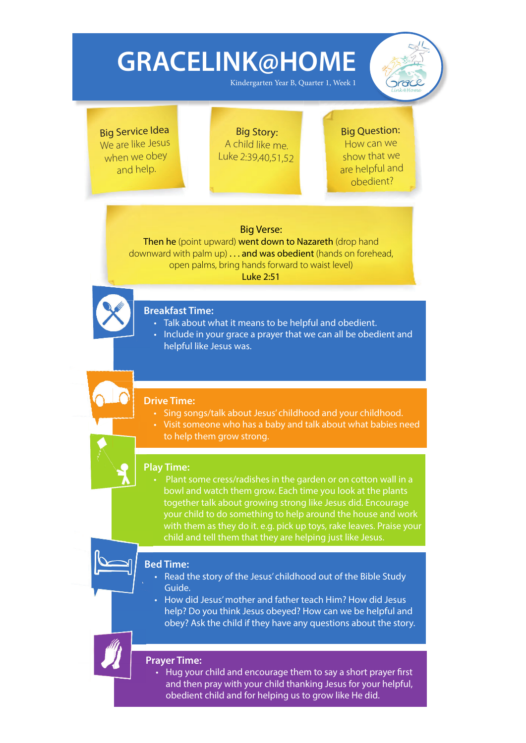# GRACELINK@HOME

Kindergarten Year B, Quarter 1, Week 1

**Big Service Idea**
We are like Jesus when we obey and help.

**Big Story:**
A child like me.
Luke 2:39,40,51,52

**Big Question:**
How can we show that we are helpful and obedient?

**Big Verse:**
**Then he** (point upward) **went down to Nazareth** (drop hand downward with palm up) . . . **and was obedient** (hands on forehead, open palms, bring hands forward to waist level)
**Luke 2:51**

## Breakfast Time:

- Talk about what it means to be helpful and obedient.
- Include in your grace a prayer that we can all be obedient and helpful like Jesus was.

## Drive Time:

- Sing songs/talk about Jesus' childhood and your childhood.
- Visit someone who has a baby and talk about what babies need to help them grow strong.

## Play Time:

- Plant some cress/radishes in the garden or on cotton wall in a bowl and watch them grow. Each time you look at the plants together talk about growing strong like Jesus did. Encourage your child to do something to help around the house and work with them as they do it. e.g. pick up toys, rake leaves. Praise your child and tell them that they are helping just like Jesus.

## Bed Time:

- Read the story of the Jesus' childhood out of the Bible Study Guide.
- How did Jesus' mother and father teach Him? How did Jesus help? Do you think Jesus obeyed? How can we be helpful and obey? Ask the child if they have any questions about the story.

## Prayer Time:

- Hug your child and encourage them to say a short prayer first and then pray with your child thanking Jesus for your helpful, obedient child and for helping us to grow like He did.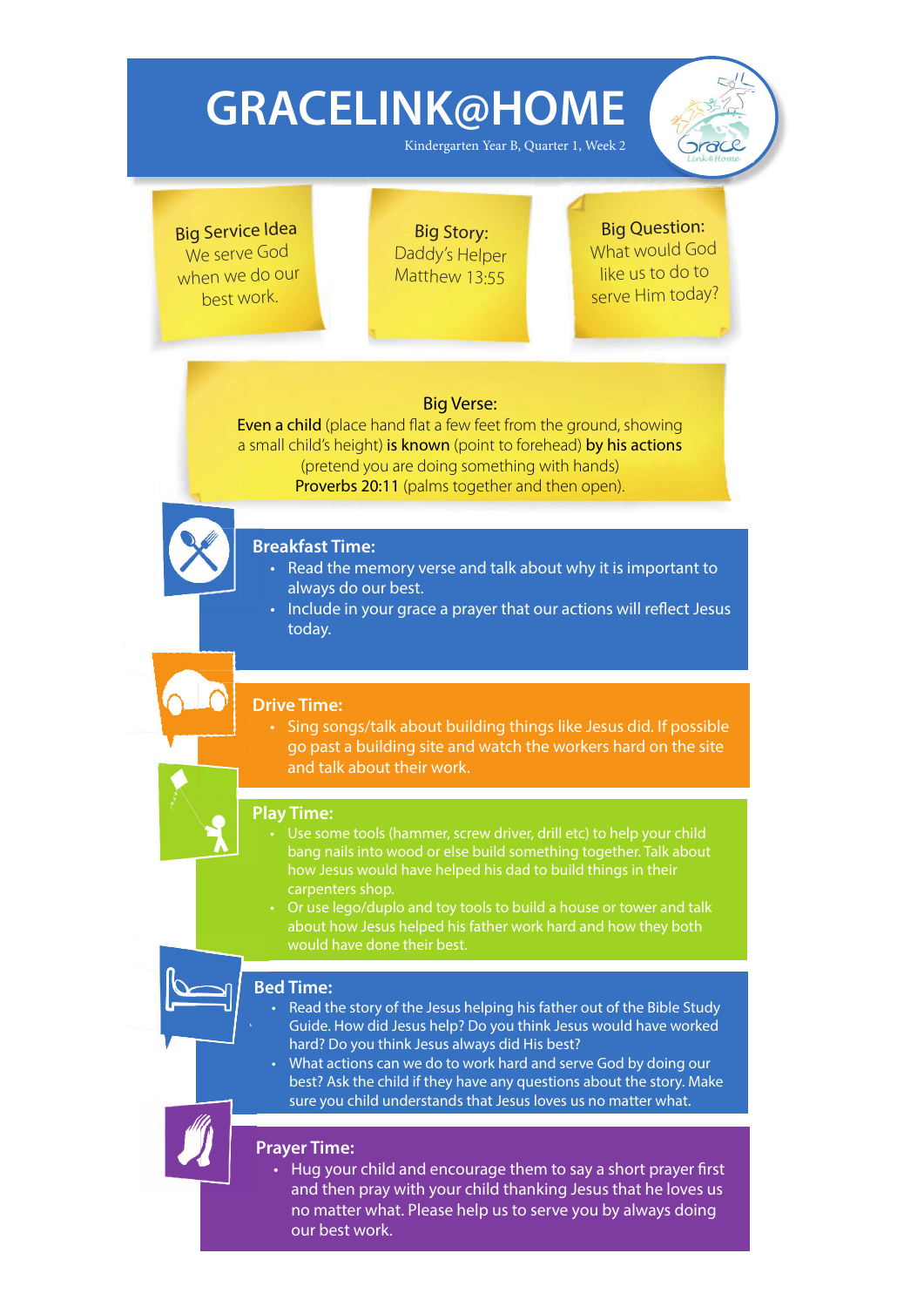# GRACELINK@HOME

Kindergarten Year B, Quarter 1, Week 2

**Big Service Idea**
We serve God when we do our best work.

**Big Story:**
Daddy's Helper
Matthew 13:55

**Big Question:**
What would God like us to do to serve Him today?

**Big Verse:**
Even a child (place hand flat a few feet from the ground, showing a small child's height) **is known** (point to forehead) **by his actions** (pretend you are doing something with hands) Proverbs 20:11 (palms together and then open).

## Breakfast Time:

- Read the memory verse and talk about why it is important to always do our best.
- Include in your grace a prayer that our actions will reflect Jesus today.

## Drive Time:

- Sing songs/talk about building things like Jesus did. If possible go past a building site and watch the workers hard on the site and talk about their work.

## Play Time:

- Use some tools (hammer, screw driver, drill etc) to help your child bang nails into wood or else build something together. Talk about how Jesus would have helped his dad to build things in their carpenters shop.
- Or use lego/duplo and toy tools to build a house or tower and talk about how Jesus helped his father work hard and how they both would have done their best.

## Bed Time:

- Read the story of the Jesus helping his father out of the Bible Study Guide. How did Jesus help? Do you think Jesus would have worked hard? Do you think Jesus always did His best?
- What actions can we do to work hard and serve God by doing our best? Ask the child if they have any questions about the story. Make sure you child understands that Jesus loves us no matter what.

## Prayer Time:

- Hug your child and encourage them to say a short prayer first and then pray with your child thanking Jesus that he loves us no matter what. Please help us to serve you by always doing our best work.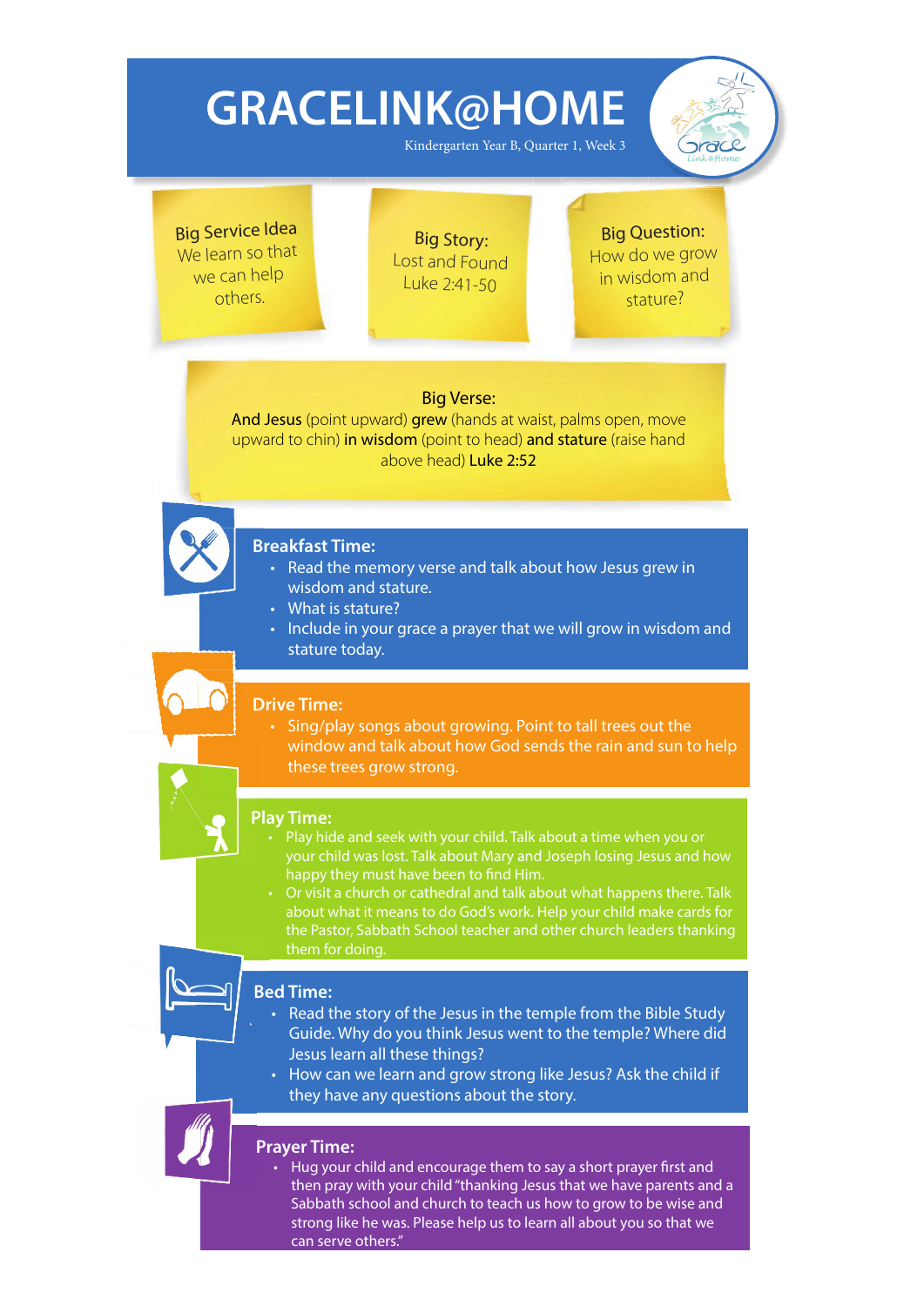# GRACELINK@HOME

Kindergarten Year B, Quarter 1, Week 3

**Big Service Idea**
We learn so that we can help others.

**Big Story:**
Lost and Found
Luke 2:41-50

**Big Question:**
How do we grow in wisdom and stature?

**Big Verse:**
**And Jesus** (point upward) **grew** (hands at waist, palms open, move upward to chin) **in wisdom** (point to head) **and stature** (raise hand above head) **Luke 2:52**

## Breakfast Time:

- Read the memory verse and talk about how Jesus grew in wisdom and stature.
- What is stature?
- Include in your grace a prayer that we will grow in wisdom and stature today.

## Drive Time:

- Sing/play songs about growing. Point to tall trees out the window and talk about how God sends the rain and sun to help these trees grow strong.

## Play Time:

- Play hide and seek with your child. Talk about a time when you or your child was lost. Talk about Mary and Joseph losing Jesus and how happy they must have been to find Him.
- Or visit a church or cathedral and talk about what happens there. Talk about what it means to do God's work. Help your child make cards for the Pastor, Sabbath School teacher and other church leaders thanking them for doing.

## Bed Time:

- Read the story of the Jesus in the temple from the Bible Study Guide. Why do you think Jesus went to the temple? Where did Jesus learn all these things?
- How can we learn and grow strong like Jesus? Ask the child if they have any questions about the story.

## Prayer Time:

- Hug your child and encourage them to say a short prayer first and then pray with your child "thanking Jesus that we have parents and a Sabbath school and church to teach us how to grow to be wise and strong like he was. Please help us to learn all about you so that we can serve others."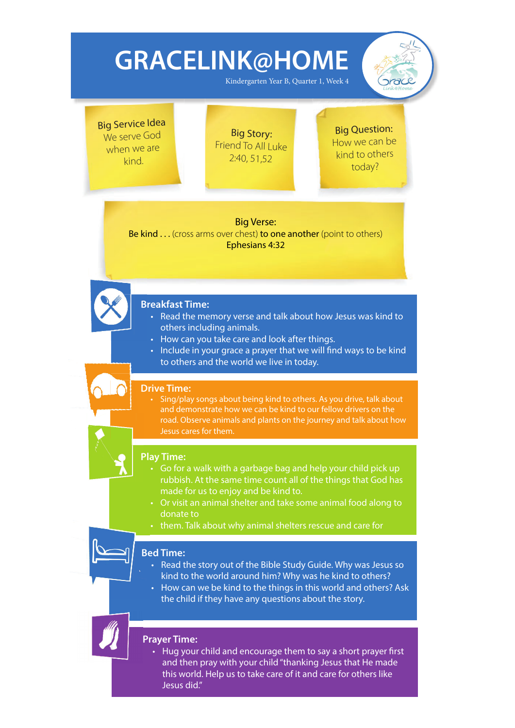# GRACELINK@HOME

Kindergarten Year B, Quarter 1, Week 4

**Big Service Idea**
We serve God when we are kind.

**Big Story:**
Friend To All Luke 2:40, 51,52

**Big Question:**
How we can be kind to others today?

**Big Verse:**
**Be kind . . .** (cross arms over chest) **to one another** (point to others)
**Ephesians 4:32**

## Breakfast Time:

- Read the memory verse and talk about how Jesus was kind to others including animals.
- How can you take care and look after things.
- Include in your grace a prayer that we will find ways to be kind to others and the world we live in today.

## Drive Time:

- Sing/play songs about being kind to others. As you drive, talk about and demonstrate how we can be kind to our fellow drivers on the road. Observe animals and plants on the journey and talk about how Jesus cares for them.

## Play Time:

- Go for a walk with a garbage bag and help your child pick up rubbish. At the same time count all of the things that God has made for us to enjoy and be kind to.
- Or visit an animal shelter and take some animal food along to donate to
- them. Talk about why animal shelters rescue and care for

## Bed Time:

- Read the story out of the Bible Study Guide. Why was Jesus so kind to the world around him? Why was he kind to others?
- How can we be kind to the things in this world and others? Ask the child if they have any questions about the story.

## Prayer Time:

- Hug your child and encourage them to say a short prayer first and then pray with your child "thanking Jesus that He made this world. Help us to take care of it and care for others like Jesus did."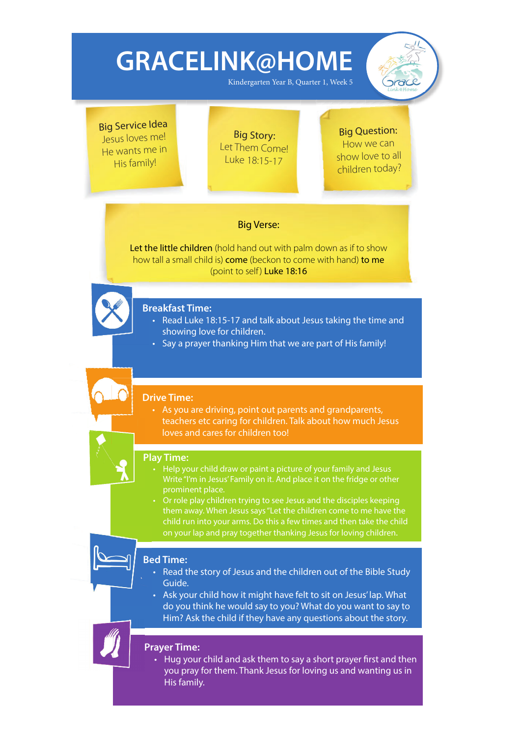# GRACELINK@HOME

Kindergarten Year B, Quarter 1, Week 5

**Big Service Idea**
Jesus loves me! He wants me in His family!

**Big Story:**
Let Them Come!
Luke 18:15-17

**Big Question:**
How we can show love to all children today?

**Big Verse:**

**Let the little children** (hold hand out with palm down as if to show how tall a small child is) **come** (beckon to come with hand) **to me** (point to self) **Luke 18:16**

## Breakfast Time:

- Read Luke 18:15-17 and talk about Jesus taking the time and showing love for children.
- Say a prayer thanking Him that we are part of His family!

## Drive Time:

- As you are driving, point out parents and grandparents, teachers etc caring for children. Talk about how much Jesus loves and cares for children too!

## Play Time:

- Help your child draw or paint a picture of your family and Jesus Write "I'm in Jesus' Family on it. And place it on the fridge or other prominent place.
- Or role play children trying to see Jesus and the disciples keeping them away. When Jesus says "Let the children come to me have the child run into your arms. Do this a few times and then take the child on your lap and pray together thanking Jesus for loving children.

## Bed Time:

- Read the story of Jesus and the children out of the Bible Study Guide.
- Ask your child how it might have felt to sit on Jesus' lap. What do you think he would say to you? What do you want to say to Him? Ask the child if they have any questions about the story.

## Prayer Time:

- Hug your child and ask them to say a short prayer first and then you pray for them. Thank Jesus for loving us and wanting us in His family.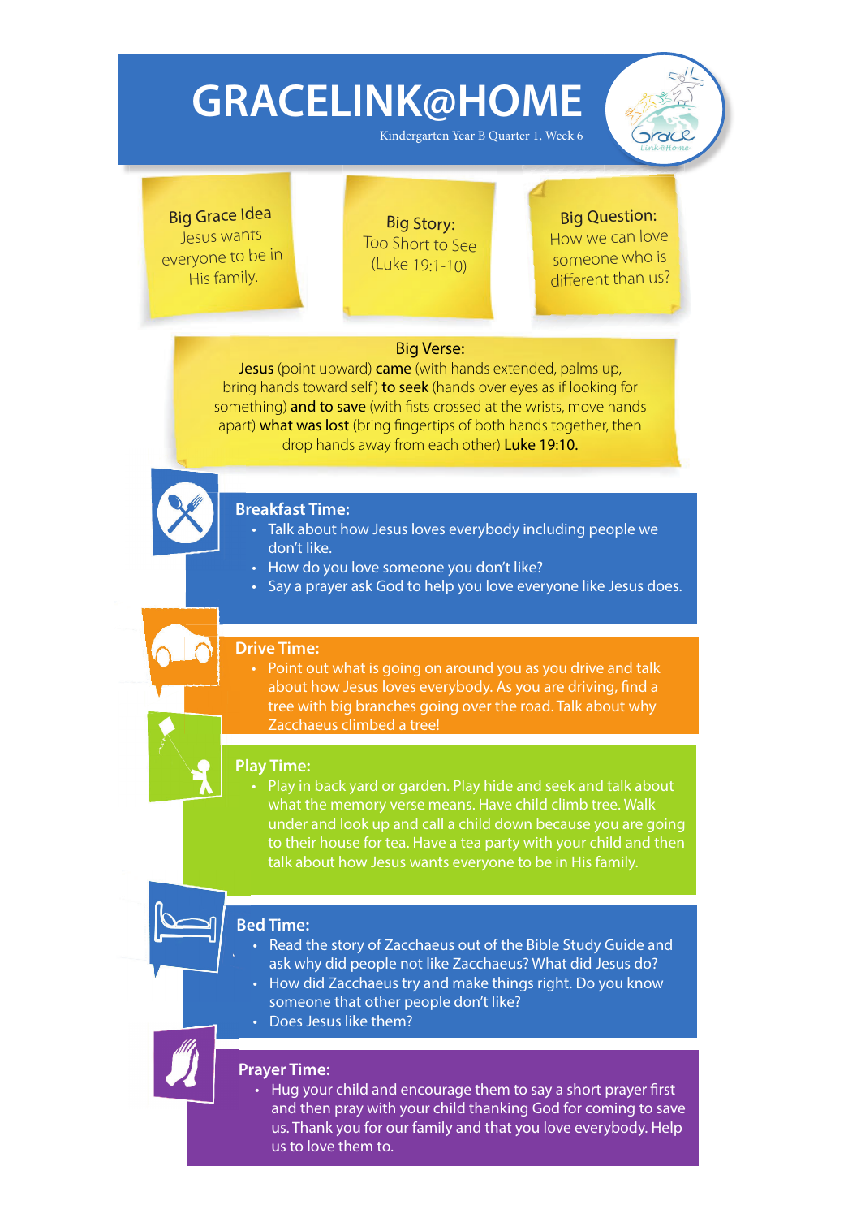# GRACELINK@HOME

Kindergarten Year B Quarter 1, Week 6

**Big Grace Idea**
Jesus wants everyone to be in His family.

**Big Story:**
Too Short to See (Luke 19:1-10)

**Big Question:**
How we can love someone who is different than us?

**Big Verse:**
**Jesus** (point upward) **came** (with hands extended, palms up, bring hands toward self) **to seek** (hands over eyes as if looking for something) **and to save** (with fists crossed at the wrists, move hands apart) **what was lost** (bring fingertips of both hands together, then drop hands away from each other) **Luke 19:10.**

## Breakfast Time:

- Talk about how Jesus loves everybody including people we don't like.
- How do you love someone you don't like?
- Say a prayer ask God to help you love everyone like Jesus does.

## Drive Time:

- Point out what is going on around you as you drive and talk about how Jesus loves everybody. As you are driving, find a tree with big branches going over the road. Talk about why Zacchaeus climbed a tree!

## Play Time:

- Play in back yard or garden. Play hide and seek and talk about what the memory verse means. Have child climb tree. Walk under and look up and call a child down because you are going to their house for tea. Have a tea party with your child and then talk about how Jesus wants everyone to be in His family.

## Bed Time:

- Read the story of Zacchaeus out of the Bible Study Guide and ask why did people not like Zacchaeus? What did Jesus do?
- How did Zacchaeus try and make things right. Do you know someone that other people don't like?
- Does Jesus like them?

## Prayer Time:

- Hug your child and encourage them to say a short prayer first and then pray with your child thanking God for coming to save us. Thank you for our family and that you love everybody. Help us to love them to.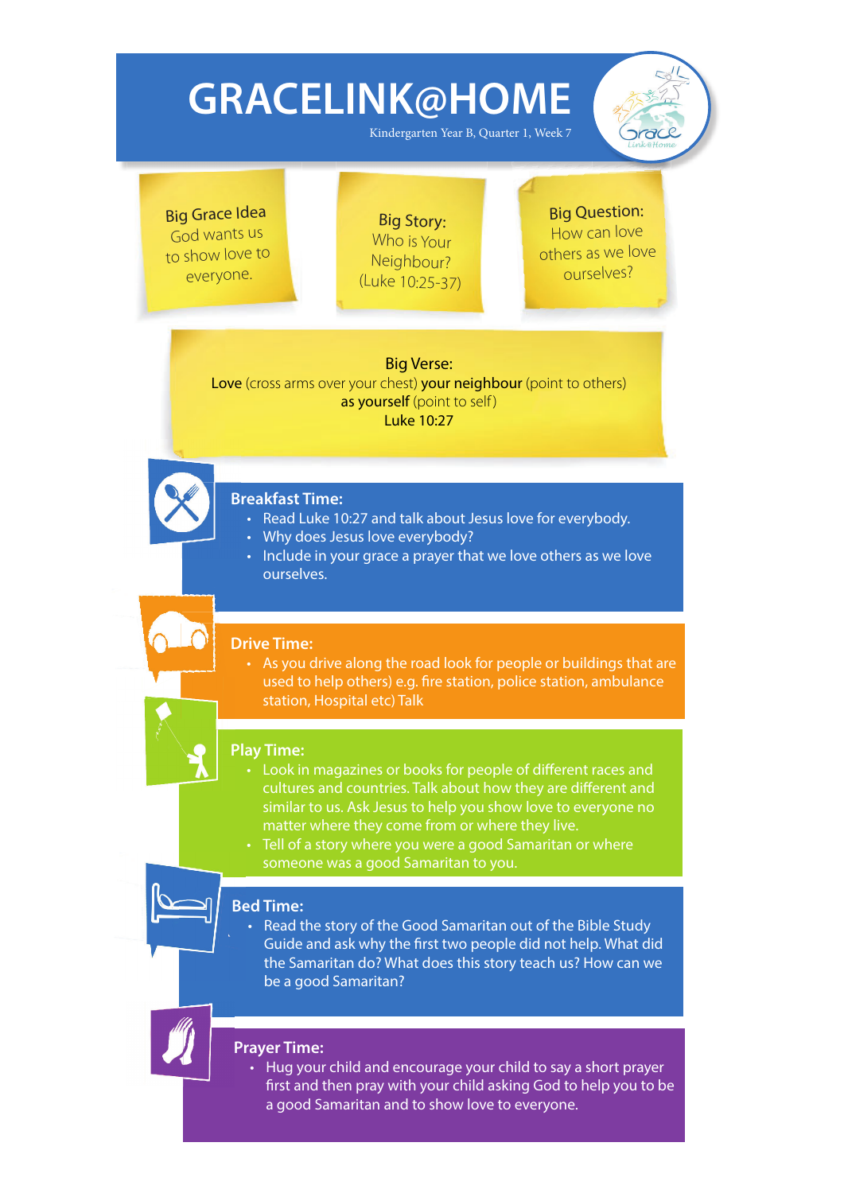# GRACELINK@HOME

Kindergarten Year B, Quarter 1, Week 7

**Big Grace Idea**
God wants us to show love to everyone.

**Big Story:**
Who is Your Neighbour?
(Luke 10:25-37)

**Big Question:**
How can love others as we love ourselves?

**Big Verse:**
**Love** (cross arms over your chest) **your neighbour** (point to others) **as yourself** (point to self)
Luke 10:27

## Breakfast Time:

- Read Luke 10:27 and talk about Jesus love for everybody.
- Why does Jesus love everybody?
- Include in your grace a prayer that we love others as we love ourselves.

## Drive Time:

- As you drive along the road look for people or buildings that are used to help others) e.g. fire station, police station, ambulance station, Hospital etc) Talk

## Play Time:

- Look in magazines or books for people of different races and cultures and countries. Talk about how they are different and similar to us. Ask Jesus to help you show love to everyone no matter where they come from or where they live.
- Tell of a story where you were a good Samaritan or where someone was a good Samaritan to you.

## Bed Time:

- Read the story of the Good Samaritan out of the Bible Study Guide and ask why the first two people did not help. What did the Samaritan do? What does this story teach us? How can we be a good Samaritan?

## Prayer Time:

- Hug your child and encourage your child to say a short prayer first and then pray with your child asking God to help you to be a good Samaritan and to show love to everyone.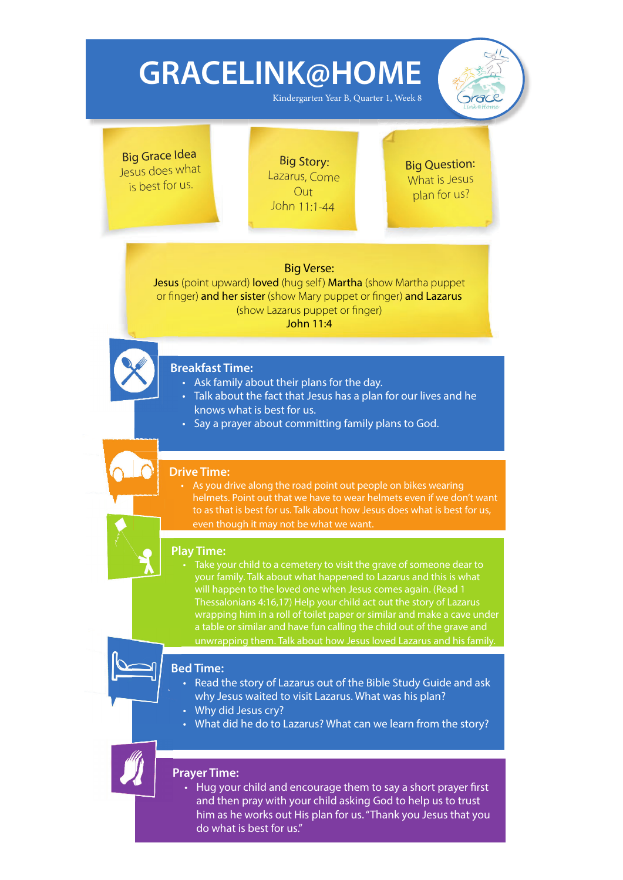# GRACELINK@HOME

Kindergarten Year B, Quarter 1, Week 8

**Big Grace Idea**
Jesus does what is best for us.

**Big Story:**
Lazarus, Come Out
John 11:1-44

**Big Question:**
What is Jesus plan for us?

**Big Verse:**
**Jesus** (point upward) **loved** (hug self) **Martha** (show Martha puppet or finger) **and her sister** (show Mary puppet or finger) **and Lazarus** (show Lazarus puppet or finger)
**John 11:4**

## Breakfast Time:

- Ask family about their plans for the day.
- Talk about the fact that Jesus has a plan for our lives and he knows what is best for us.
- Say a prayer about committing family plans to God.

## Drive Time:

- As you drive along the road point out people on bikes wearing helmets. Point out that we have to wear helmets even if we don't want to as that is best for us. Talk about how Jesus does what is best for us, even though it may not be what we want.

## Play Time:

- Take your child to a cemetery to visit the grave of someone dear to your family. Talk about what happened to Lazarus and this is what will happen to the loved one when Jesus comes again. (Read 1 Thessalonians 4:16,17) Help your child act out the story of Lazarus wrapping him in a roll of toilet paper or similar and make a cave under a table or similar and have fun calling the child out of the grave and unwrapping them. Talk about how Jesus loved Lazarus and his family.

## Bed Time:

- Read the story of Lazarus out of the Bible Study Guide and ask why Jesus waited to visit Lazarus. What was his plan?
- Why did Jesus cry?
- What did he do to Lazarus? What can we learn from the story?

## Prayer Time:

- Hug your child and encourage them to say a short prayer first and then pray with your child asking God to help us to trust him as he works out His plan for us. "Thank you Jesus that you do what is best for us."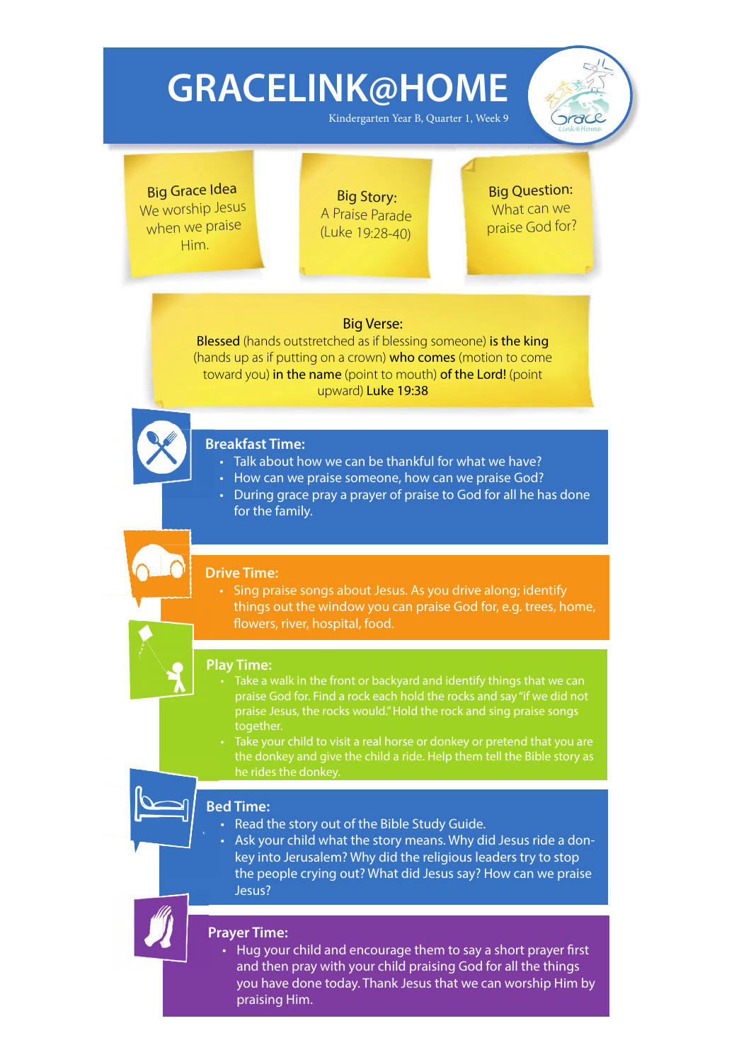# GRACELINK@HOME

Kindergarten Year B, Quarter 1, Week 9

**Big Grace Idea**
We worship Jesus when we praise Him.

**Big Story:**
A Praise Parade
(Luke 19:28-40)

**Big Question:**
What can we praise God for?

**Big Verse:**
**Blessed** (hands outstretched as if blessing someone) **is the king** (hands up as if putting on a crown) **who comes** (motion to come toward you) **in the name** (point to mouth) **of the Lord!** (point upward) **Luke 19:38**

## Breakfast Time:

- Talk about how we can be thankful for what we have?
- How can we praise someone, how can we praise God?
- During grace pray a prayer of praise to God for all he has done for the family.

## Drive Time:

- Sing praise songs about Jesus. As you drive along; identify things out the window you can praise God for, e.g. trees, home, flowers, river, hospital, food.

## Play Time:

- Take a walk in the front or backyard and identify things that we can praise God for. Find a rock each hold the rocks and say "if we did not praise Jesus, the rocks would." Hold the rock and sing praise songs together.
- Take your child to visit a real horse or donkey or pretend that you are the donkey and give the child a ride. Help them tell the Bible story as he rides the donkey.

## Bed Time:

- Read the story out of the Bible Study Guide.
- Ask your child what the story means. Why did Jesus ride a donkey into Jerusalem? Why did the religious leaders try to stop the people crying out? What did Jesus say? How can we praise Jesus?

## Prayer Time:

- Hug your child and encourage them to say a short prayer first and then pray with your child praising God for all the things you have done today. Thank Jesus that we can worship Him by praising Him.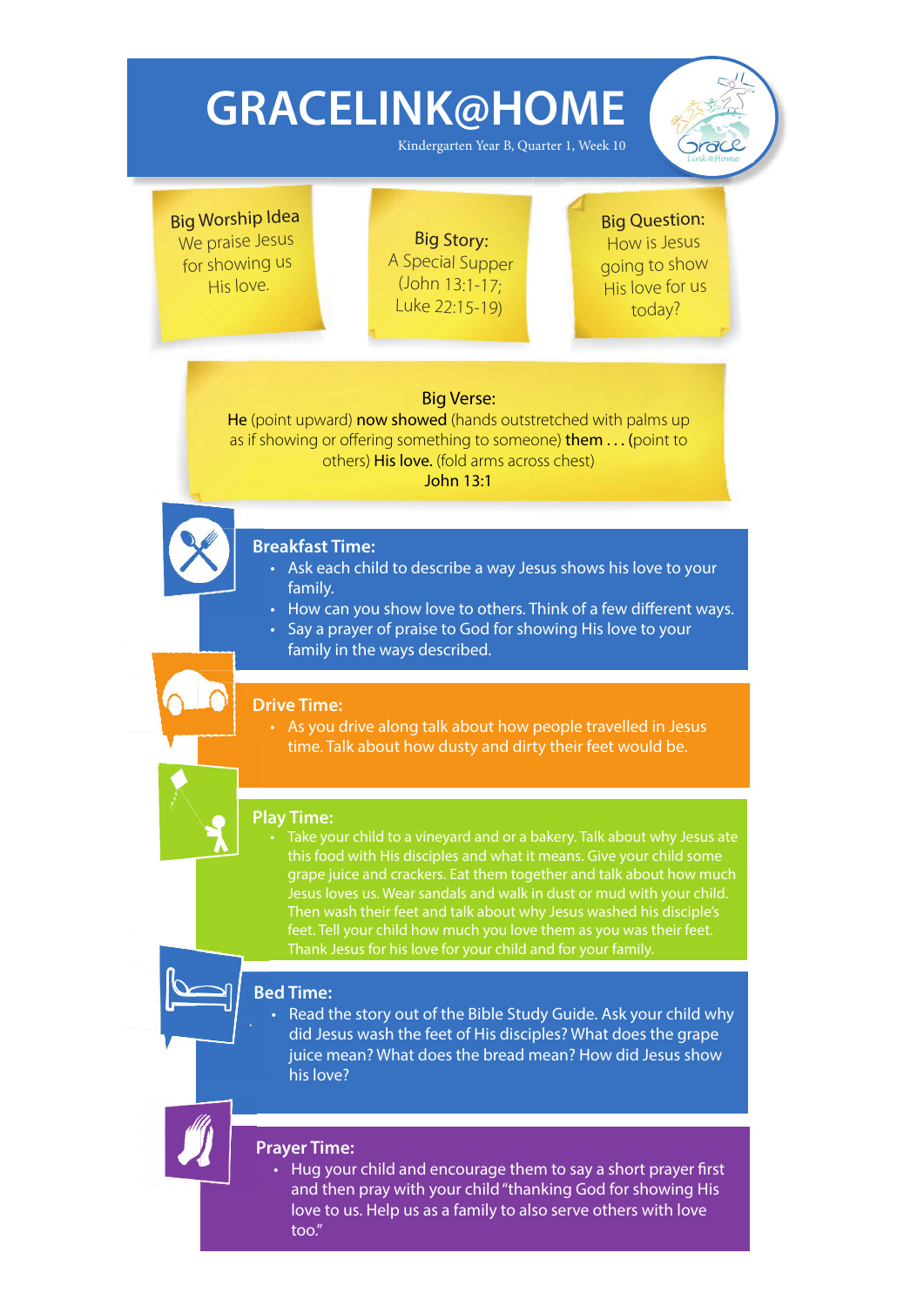# GRACELINK@HOME

Kindergarten Year B, Quarter 1, Week 10

**Big Worship Idea**
We praise Jesus for showing us His love.

**Big Story:**
A Special Supper
(John 13:1-17; Luke 22:15-19)

**Big Question:**
How is Jesus going to show His love for us today?

**Big Verse:**
**He** (point upward) **now showed** (hands outstretched with palms up as if showing or offering something to someone) **them . . .** (point to others) **His love.** (fold arms across chest)
John 13:1

## Breakfast Time:

- Ask each child to describe a way Jesus shows his love to your family.
- How can you show love to others. Think of a few different ways.
- Say a prayer of praise to God for showing His love to your family in the ways described.

## Drive Time:

- As you drive along talk about how people travelled in Jesus time. Talk about how dusty and dirty their feet would be.

## Play Time:

- Take your child to a vineyard and or a bakery. Talk about why Jesus ate this food with His disciples and what it means. Give your child some grape juice and crackers. Eat them together and talk about how much Jesus loves us. Wear sandals and walk in dust or mud with your child. Then wash their feet and talk about why Jesus washed his disciple's feet. Tell your child how much you love them as you was their feet. Thank Jesus for his love for your child and for your family.

## Bed Time:

- Read the story out of the Bible Study Guide. Ask your child why did Jesus wash the feet of His disciples? What does the grape juice mean? What does the bread mean? How did Jesus show his love?

## Prayer Time:

- Hug your child and encourage them to say a short prayer first and then pray with your child "thanking God for showing His love to us. Help us as a family to also serve others with love too."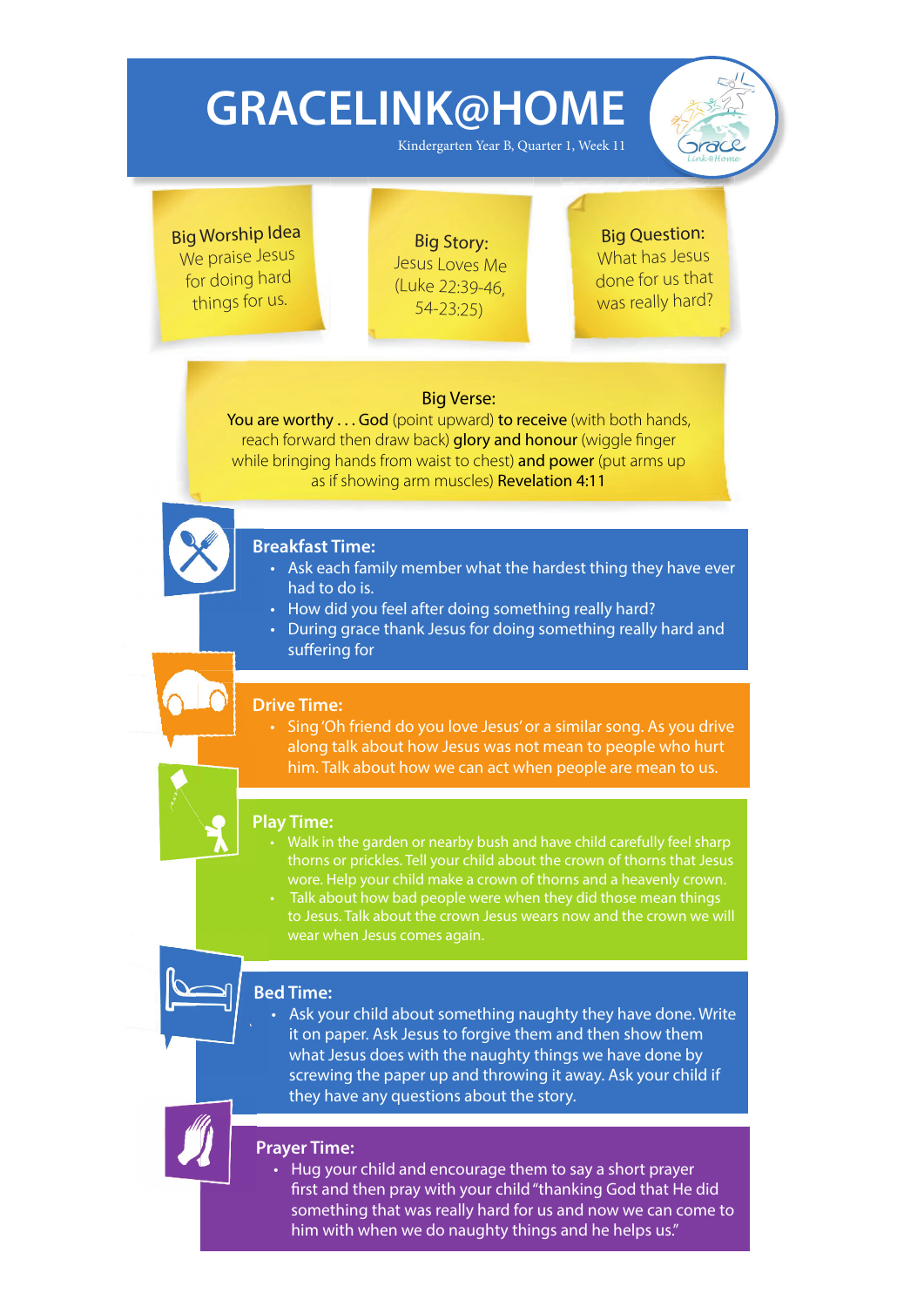# GRACELINK@HOME

Kindergarten Year B, Quarter 1, Week 11

**Big Worship Idea**
We praise Jesus for doing hard things for us.

**Big Story:**
Jesus Loves Me (Luke 22:39-46, 54-23:25)

**Big Question:**
What has Jesus done for us that was really hard?

**Big Verse:**
**You are worthy . . . God** (point upward) **to receive** (with both hands, reach forward then draw back) **glory and honour** (wiggle finger while bringing hands from waist to chest) **and power** (put arms up as if showing arm muscles) **Revelation 4:11**

## Breakfast Time:

- Ask each family member what the hardest thing they have ever had to do is.
- How did you feel after doing something really hard?
- During grace thank Jesus for doing something really hard and suffering for

## Drive Time:

- Sing 'Oh friend do you love Jesus' or a similar song. As you drive along talk about how Jesus was not mean to people who hurt him. Talk about how we can act when people are mean to us.

## Play Time:

- Walk in the garden or nearby bush and have child carefully feel sharp thorns or prickles. Tell your child about the crown of thorns that Jesus wore. Help your child make a crown of thorns and a heavenly crown.
- Talk about how bad people were when they did those mean things to Jesus. Talk about the crown Jesus wears now and the crown we will wear when Jesus comes again.

## Bed Time:

- Ask your child about something naughty they have done. Write it on paper. Ask Jesus to forgive them and then show them what Jesus does with the naughty things we have done by screwing the paper up and throwing it away. Ask your child if they have any questions about the story.

## Prayer Time:

- Hug your child and encourage them to say a short prayer first and then pray with your child "thanking God that He did something that was really hard for us and now we can come to him with when we do naughty things and he helps us."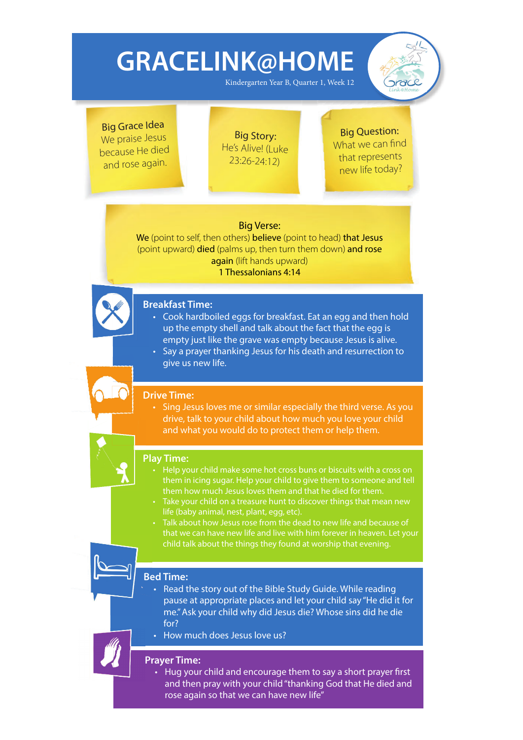# GRACELINK@HOME

Kindergarten Year B, Quarter 1, Week 12

**Big Grace Idea**
We praise Jesus because He died and rose again.

**Big Story:**
He's Alive! (Luke 23:26-24:12)

**Big Question:**
What we can find that represents new life today?

**Big Verse:**
**We** (point to self, then others) **believe** (point to head) **that Jesus** (point upward) **died** (palms up, then turn them down) **and rose again** (lift hands upward)
1 Thessalonians 4:14

## Breakfast Time:

- Cook hardboiled eggs for breakfast. Eat an egg and then hold up the empty shell and talk about the fact that the egg is empty just like the grave was empty because Jesus is alive.
- Say a prayer thanking Jesus for his death and resurrection to give us new life.

## Drive Time:

- Sing Jesus loves me or similar especially the third verse. As you drive, talk to your child about how much you love your child and what you would do to protect them or help them.

## Play Time:

- Help your child make some hot cross buns or biscuits with a cross on them in icing sugar. Help your child to give them to someone and tell them how much Jesus loves them and that he died for them.
- Take your child on a treasure hunt to discover things that mean new life (baby animal, nest, plant, egg, etc).
- Talk about how Jesus rose from the dead to new life and because of that we can have new life and live with him forever in heaven. Let your child talk about the things they found at worship that evening.

## Bed Time:

- Read the story out of the Bible Study Guide. While reading pause at appropriate places and let your child say "He did it for me." Ask your child why did Jesus die? Whose sins did he die for?
- How much does Jesus love us?

## Prayer Time:

- Hug your child and encourage them to say a short prayer first and then pray with your child "thanking God that He died and rose again so that we can have new life"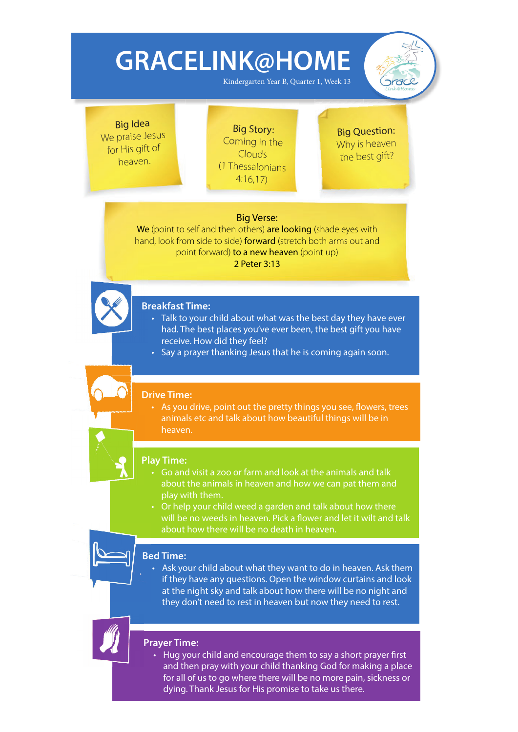# GRACELINK@HOME

Kindergarten Year B, Quarter 1, Week 13

**Big Idea**
We praise Jesus for His gift of heaven.

**Big Story:**
Coming in the Clouds
(1 Thessalonians 4:16,17)

**Big Question:**
Why is heaven the best gift?

**Big Verse:**
**We** (point to self and then others) **are looking** (shade eyes with hand, look from side to side) **forward** (stretch both arms out and point forward) **to a new heaven** (point up)
2 Peter 3:13

## Breakfast Time:

- Talk to your child about what was the best day they have ever had. The best places you've ever been, the best gift you have receive. How did they feel?
- Say a prayer thanking Jesus that he is coming again soon.

## Drive Time:

- As you drive, point out the pretty things you see, flowers, trees animals etc and talk about how beautiful things will be in heaven.

## Play Time:

- Go and visit a zoo or farm and look at the animals and talk about the animals in heaven and how we can pat them and play with them.
- Or help your child weed a garden and talk about how there will be no weeds in heaven. Pick a flower and let it wilt and talk about how there will be no death in heaven.

## Bed Time:

- Ask your child about what they want to do in heaven. Ask them if they have any questions. Open the window curtains and look at the night sky and talk about how there will be no night and they don't need to rest in heaven but now they need to rest.

## Prayer Time:

- Hug your child and encourage them to say a short prayer first and then pray with your child thanking God for making a place for all of us to go where there will be no more pain, sickness or dying. Thank Jesus for His promise to take us there.